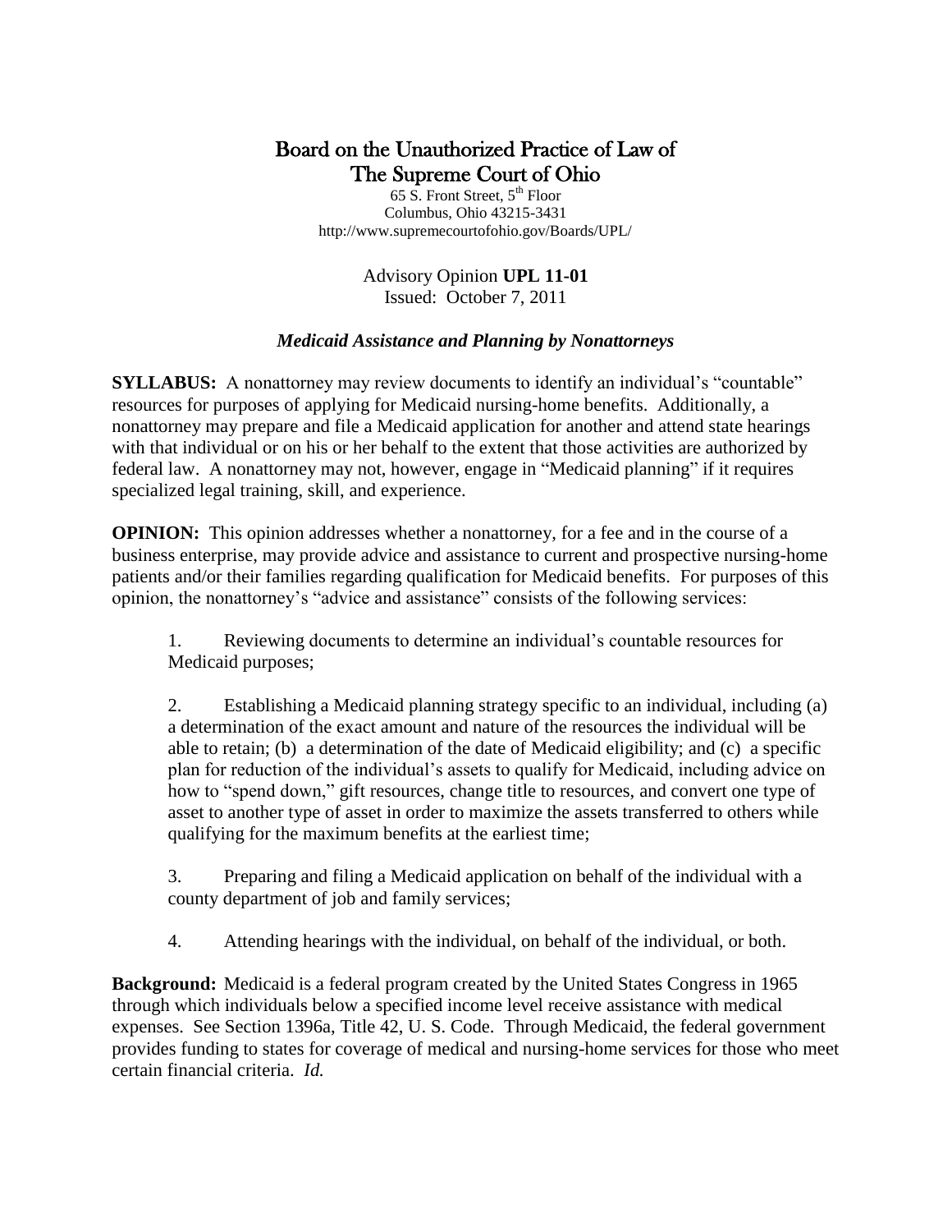# Board on the Unauthorized Practice of Law of The Supreme Court of Ohio

65 S. Front Street, 5th Floor
Columbus, Ohio 43215-3431
http://www.supremecourtofohio.gov/Boards/UPL/

Advisory Opinion **UPL 11-01**
Issued: October 7, 2011

### *Medicaid Assistance and Planning by Nonattorneys*

**SYLLABUS:** A nonattorney may review documents to identify an individual's "countable" resources for purposes of applying for Medicaid nursing-home benefits. Additionally, a nonattorney may prepare and file a Medicaid application for another and attend state hearings with that individual or on his or her behalf to the extent that those activities are authorized by federal law. A nonattorney may not, however, engage in "Medicaid planning" if it requires specialized legal training, skill, and experience.

**OPINION:** This opinion addresses whether a nonattorney, for a fee and in the course of a business enterprise, may provide advice and assistance to current and prospective nursing-home patients and/or their families regarding qualification for Medicaid benefits. For purposes of this opinion, the nonattorney's "advice and assistance" consists of the following services:

1. Reviewing documents to determine an individual's countable resources for Medicaid purposes;

2. Establishing a Medicaid planning strategy specific to an individual, including (a) a determination of the exact amount and nature of the resources the individual will be able to retain; (b) a determination of the date of Medicaid eligibility; and (c) a specific plan for reduction of the individual's assets to qualify for Medicaid, including advice on how to "spend down," gift resources, change title to resources, and convert one type of asset to another type of asset in order to maximize the assets transferred to others while qualifying for the maximum benefits at the earliest time;

3. Preparing and filing a Medicaid application on behalf of the individual with a county department of job and family services;

4. Attending hearings with the individual, on behalf of the individual, or both.

**Background:** Medicaid is a federal program created by the United States Congress in 1965 through which individuals below a specified income level receive assistance with medical expenses. See Section 1396a, Title 42, U. S. Code. Through Medicaid, the federal government provides funding to states for coverage of medical and nursing-home services for those who meet certain financial criteria. *Id.*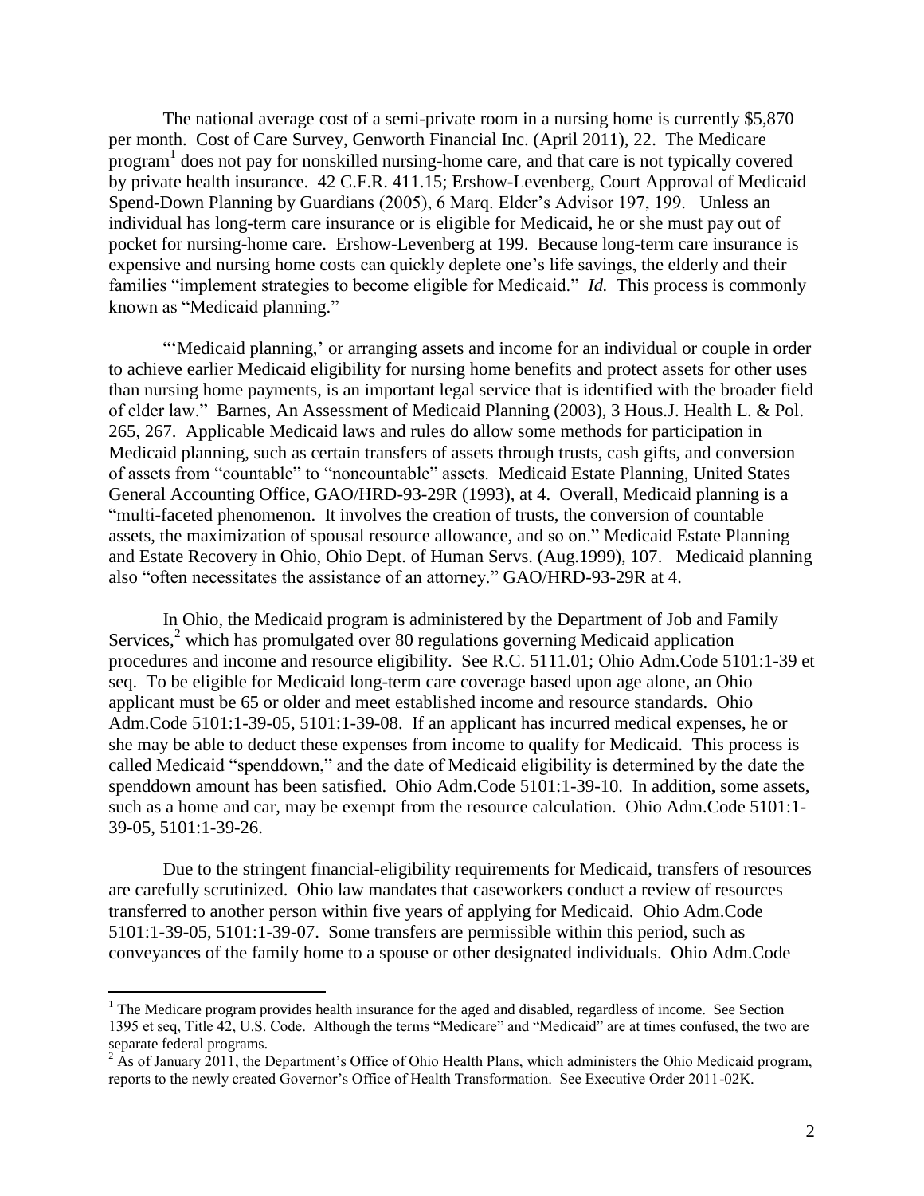The national average cost of a semi-private room in a nursing home is currently $5,870 per month. Cost of Care Survey, Genworth Financial Inc. (April 2011), 22. The Medicare program[1] does not pay for nonskilled nursing-home care, and that care is not typically covered by private health insurance. 42 C.F.R. 411.15; Ershow-Levenberg, Court Approval of Medicaid Spend-Down Planning by Guardians (2005), 6 Marq. Elder's Advisor 197, 199. Unless an individual has long-term care insurance or is eligible for Medicaid, he or she must pay out of pocket for nursing-home care. Ershow-Levenberg at 199. Because long-term care insurance is expensive and nursing home costs can quickly deplete one's life savings, the elderly and their families "implement strategies to become eligible for Medicaid." *Id.* This process is commonly known as "Medicaid planning."

"'Medicaid planning,' or arranging assets and income for an individual or couple in order to achieve earlier Medicaid eligibility for nursing home benefits and protect assets for other uses than nursing home payments, is an important legal service that is identified with the broader field of elder law." Barnes, An Assessment of Medicaid Planning (2003), 3 Hous.J. Health L. & Pol. 265, 267. Applicable Medicaid laws and rules do allow some methods for participation in Medicaid planning, such as certain transfers of assets through trusts, cash gifts, and conversion of assets from "countable" to "noncountable" assets. Medicaid Estate Planning, United States General Accounting Office, GAO/HRD-93-29R (1993), at 4. Overall, Medicaid planning is a "multi-faceted phenomenon. It involves the creation of trusts, the conversion of countable assets, the maximization of spousal resource allowance, and so on." Medicaid Estate Planning and Estate Recovery in Ohio, Ohio Dept. of Human Servs. (Aug.1999), 107. Medicaid planning also "often necessitates the assistance of an attorney." GAO/HRD-93-29R at 4.

In Ohio, the Medicaid program is administered by the Department of Job and Family Services,[2] which has promulgated over 80 regulations governing Medicaid application procedures and income and resource eligibility. See R.C. 5111.01; Ohio Adm.Code 5101:1-39 et seq. To be eligible for Medicaid long-term care coverage based upon age alone, an Ohio applicant must be 65 or older and meet established income and resource standards. Ohio Adm.Code 5101:1-39-05, 5101:1-39-08. If an applicant has incurred medical expenses, he or she may be able to deduct these expenses from income to qualify for Medicaid. This process is called Medicaid "spenddown," and the date of Medicaid eligibility is determined by the date the spenddown amount has been satisfied. Ohio Adm.Code 5101:1-39-10. In addition, some assets, such as a home and car, may be exempt from the resource calculation. Ohio Adm.Code 5101:1-39-05, 5101:1-39-26.

Due to the stringent financial-eligibility requirements for Medicaid, transfers of resources are carefully scrutinized. Ohio law mandates that caseworkers conduct a review of resources transferred to another person within five years of applying for Medicaid. Ohio Adm.Code 5101:1-39-05, 5101:1-39-07. Some transfers are permissible within this period, such as conveyances of the family home to a spouse or other designated individuals. Ohio Adm.Code

---

[1] The Medicare program provides health insurance for the aged and disabled, regardless of income. See Section 1395 et seq, Title 42, U.S. Code. Although the terms "Medicare" and "Medicaid" are at times confused, the two are separate federal programs.

[2] As of January 2011, the Department's Office of Ohio Health Plans, which administers the Ohio Medicaid program, reports to the newly created Governor's Office of Health Transformation. See Executive Order 2011-02K.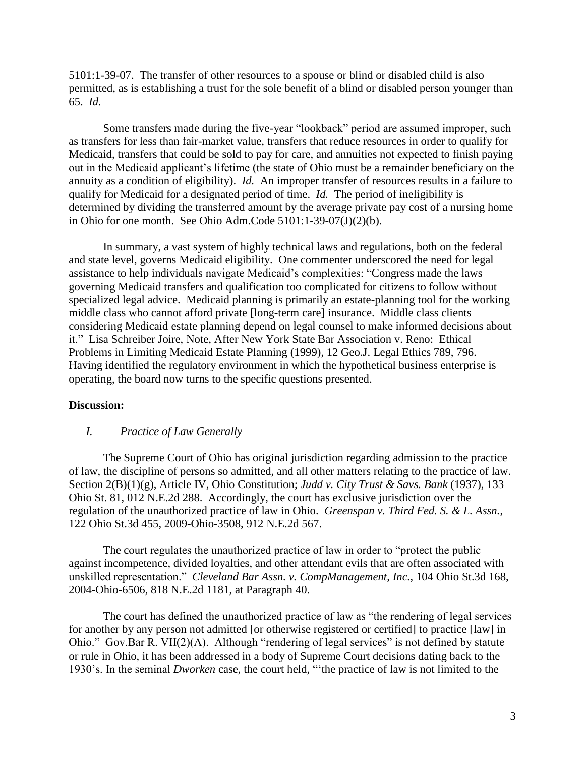5101:1-39-07. The transfer of other resources to a spouse or blind or disabled child is also permitted, as is establishing a trust for the sole benefit of a blind or disabled person younger than 65. *Id.*

Some transfers made during the five-year "lookback" period are assumed improper, such as transfers for less than fair-market value, transfers that reduce resources in order to qualify for Medicaid, transfers that could be sold to pay for care, and annuities not expected to finish paying out in the Medicaid applicant's lifetime (the state of Ohio must be a remainder beneficiary on the annuity as a condition of eligibility). *Id.* An improper transfer of resources results in a failure to qualify for Medicaid for a designated period of time. *Id.* The period of ineligibility is determined by dividing the transferred amount by the average private pay cost of a nursing home in Ohio for one month. See Ohio Adm.Code 5101:1-39-07(J)(2)(b).

In summary, a vast system of highly technical laws and regulations, both on the federal and state level, governs Medicaid eligibility. One commenter underscored the need for legal assistance to help individuals navigate Medicaid's complexities: "Congress made the laws governing Medicaid transfers and qualification too complicated for citizens to follow without specialized legal advice. Medicaid planning is primarily an estate-planning tool for the working middle class who cannot afford private [long-term care] insurance. Middle class clients considering Medicaid estate planning depend on legal counsel to make informed decisions about it." Lisa Schreiber Joire, Note, After New York State Bar Association v. Reno: Ethical Problems in Limiting Medicaid Estate Planning (1999), 12 Geo.J. Legal Ethics 789, 796. Having identified the regulatory environment in which the hypothetical business enterprise is operating, the board now turns to the specific questions presented.

**Discussion:**

*I. Practice of Law Generally*

The Supreme Court of Ohio has original jurisdiction regarding admission to the practice of law, the discipline of persons so admitted, and all other matters relating to the practice of law. Section 2(B)(1)(g), Article IV, Ohio Constitution; *Judd v. City Trust & Savs. Bank* (1937), 133 Ohio St. 81, 012 N.E.2d 288. Accordingly, the court has exclusive jurisdiction over the regulation of the unauthorized practice of law in Ohio. *Greenspan v. Third Fed. S. & L. Assn.*, 122 Ohio St.3d 455, 2009-Ohio-3508, 912 N.E.2d 567.

The court regulates the unauthorized practice of law in order to "protect the public against incompetence, divided loyalties, and other attendant evils that are often associated with unskilled representation." *Cleveland Bar Assn. v. CompManagement, Inc.*, 104 Ohio St.3d 168, 2004-Ohio-6506, 818 N.E.2d 1181, at Paragraph 40.

The court has defined the unauthorized practice of law as "the rendering of legal services for another by any person not admitted [or otherwise registered or certified] to practice [law] in Ohio." Gov.Bar R. VII(2)(A). Although "rendering of legal services" is not defined by statute or rule in Ohio, it has been addressed in a body of Supreme Court decisions dating back to the 1930's. In the seminal *Dworken* case, the court held, "'the practice of law is not limited to the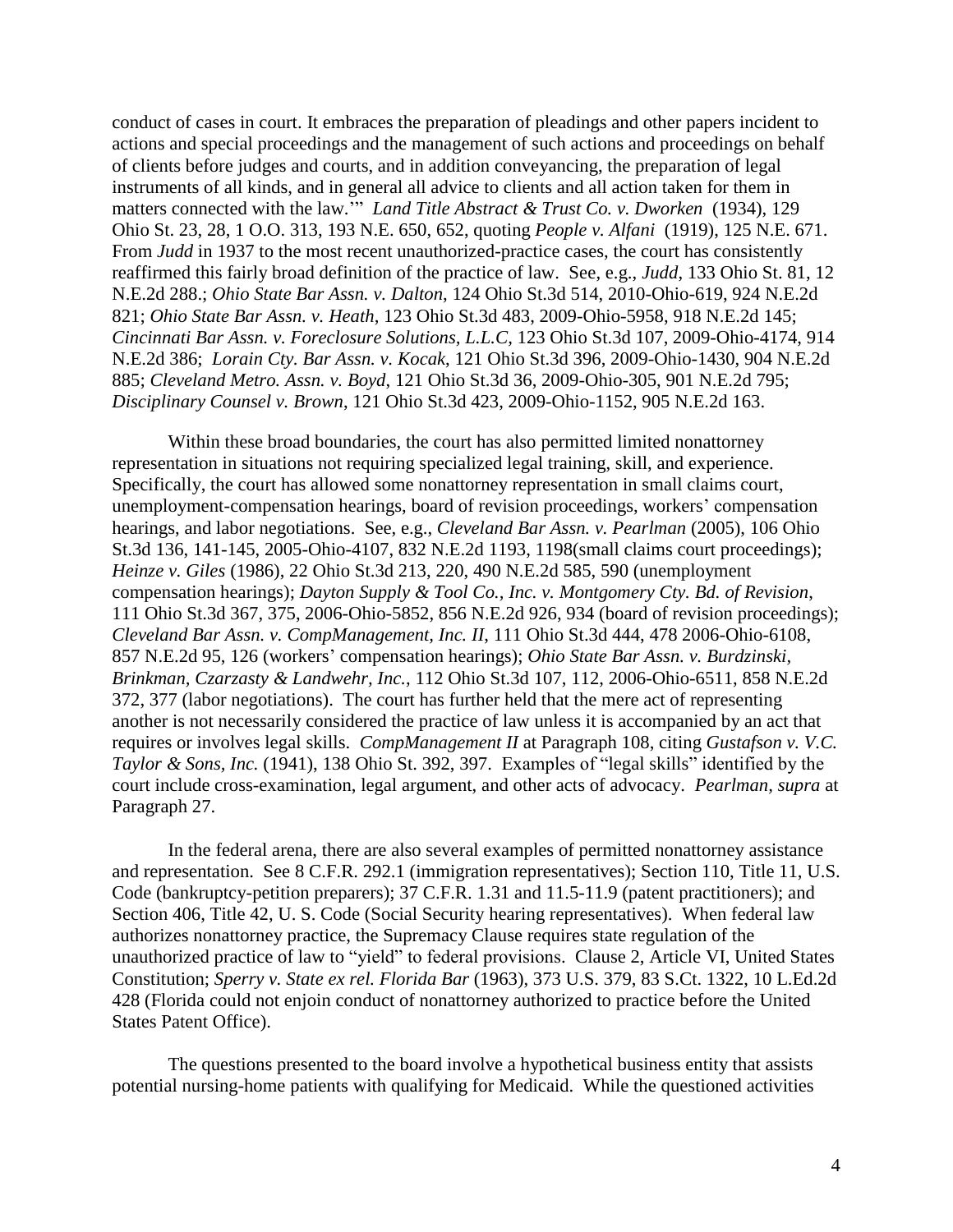conduct of cases in court. It embraces the preparation of pleadings and other papers incident to actions and special proceedings and the management of such actions and proceedings on behalf of clients before judges and courts, and in addition conveyancing, the preparation of legal instruments of all kinds, and in general all advice to clients and all action taken for them in matters connected with the law.'" *Land Title Abstract & Trust Co. v. Dworken* (1934), 129 Ohio St. 23, 28, 1 O.O. 313, 193 N.E. 650, 652, quoting *People v. Alfani* (1919), 125 N.E. 671. From *Judd* in 1937 to the most recent unauthorized-practice cases, the court has consistently reaffirmed this fairly broad definition of the practice of law. See, e.g., *Judd*, 133 Ohio St. 81, 12 N.E.2d 288.; *Ohio State Bar Assn. v. Dalton*, 124 Ohio St.3d 514, 2010-Ohio-619, 924 N.E.2d 821; *Ohio State Bar Assn. v. Heath*, 123 Ohio St.3d 483, 2009-Ohio-5958, 918 N.E.2d 145; *Cincinnati Bar Assn. v. Foreclosure Solutions, L.L.C*, 123 Ohio St.3d 107, 2009-Ohio-4174, 914 N.E.2d 386; *Lorain Cty. Bar Assn. v. Kocak*, 121 Ohio St.3d 396, 2009-Ohio-1430, 904 N.E.2d 885; *Cleveland Metro. Assn. v. Boyd*, 121 Ohio St.3d 36, 2009-Ohio-305, 901 N.E.2d 795; *Disciplinary Counsel v. Brown*, 121 Ohio St.3d 423, 2009-Ohio-1152, 905 N.E.2d 163.

Within these broad boundaries, the court has also permitted limited nonattorney representation in situations not requiring specialized legal training, skill, and experience. Specifically, the court has allowed some nonattorney representation in small claims court, unemployment-compensation hearings, board of revision proceedings, workers' compensation hearings, and labor negotiations. See, e.g., *Cleveland Bar Assn. v. Pearlman* (2005), 106 Ohio St.3d 136, 141-145, 2005-Ohio-4107, 832 N.E.2d 1193, 1198(small claims court proceedings); *Heinze v. Giles* (1986), 22 Ohio St.3d 213, 220, 490 N.E.2d 585, 590 (unemployment compensation hearings); *Dayton Supply & Tool Co., Inc. v. Montgomery Cty. Bd. of Revision*, 111 Ohio St.3d 367, 375, 2006-Ohio-5852, 856 N.E.2d 926, 934 (board of revision proceedings); *Cleveland Bar Assn. v. CompManagement, Inc. II*, 111 Ohio St.3d 444, 478 2006-Ohio-6108, 857 N.E.2d 95, 126 (workers' compensation hearings); *Ohio State Bar Assn. v. Burdzinski, Brinkman, Czarzasty & Landwehr, Inc.*, 112 Ohio St.3d 107, 112, 2006-Ohio-6511, 858 N.E.2d 372, 377 (labor negotiations). The court has further held that the mere act of representing another is not necessarily considered the practice of law unless it is accompanied by an act that requires or involves legal skills. *CompManagement II* at Paragraph 108, citing *Gustafson v. V.C. Taylor & Sons, Inc.* (1941), 138 Ohio St. 392, 397. Examples of "legal skills" identified by the court include cross-examination, legal argument, and other acts of advocacy. *Pearlman, supra* at Paragraph 27.

In the federal arena, there are also several examples of permitted nonattorney assistance and representation. See 8 C.F.R. 292.1 (immigration representatives); Section 110, Title 11, U.S. Code (bankruptcy-petition preparers); 37 C.F.R. 1.31 and 11.5-11.9 (patent practitioners); and Section 406, Title 42, U. S. Code (Social Security hearing representatives). When federal law authorizes nonattorney practice, the Supremacy Clause requires state regulation of the unauthorized practice of law to "yield" to federal provisions. Clause 2, Article VI, United States Constitution; *Sperry v. State ex rel. Florida Bar* (1963), 373 U.S. 379, 83 S.Ct. 1322, 10 L.Ed.2d 428 (Florida could not enjoin conduct of nonattorney authorized to practice before the United States Patent Office).

The questions presented to the board involve a hypothetical business entity that assists potential nursing-home patients with qualifying for Medicaid. While the questioned activities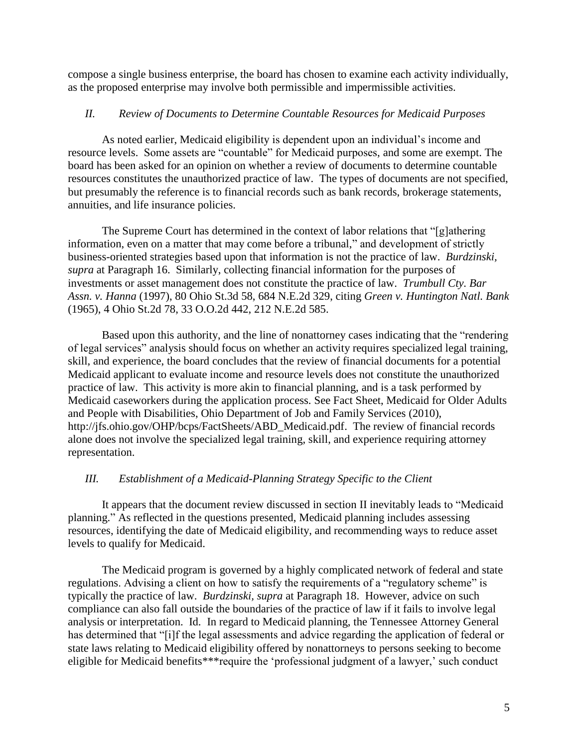compose a single business enterprise, the board has chosen to examine each activity individually, as the proposed enterprise may involve both permissible and impermissible activities.

### *II. Review of Documents to Determine Countable Resources for Medicaid Purposes*

As noted earlier, Medicaid eligibility is dependent upon an individual's income and resource levels. Some assets are "countable" for Medicaid purposes, and some are exempt. The board has been asked for an opinion on whether a review of documents to determine countable resources constitutes the unauthorized practice of law. The types of documents are not specified, but presumably the reference is to financial records such as bank records, brokerage statements, annuities, and life insurance policies.

The Supreme Court has determined in the context of labor relations that "[g]athering information, even on a matter that may come before a tribunal," and development of strictly business-oriented strategies based upon that information is not the practice of law. *Burdzinski, supra* at Paragraph 16. Similarly, collecting financial information for the purposes of investments or asset management does not constitute the practice of law. *Trumbull Cty. Bar Assn. v. Hanna* (1997), 80 Ohio St.3d 58, 684 N.E.2d 329, citing *Green v. Huntington Natl. Bank* (1965), 4 Ohio St.2d 78, 33 O.O.2d 442, 212 N.E.2d 585.

Based upon this authority, and the line of nonattorney cases indicating that the "rendering of legal services" analysis should focus on whether an activity requires specialized legal training, skill, and experience, the board concludes that the review of financial documents for a potential Medicaid applicant to evaluate income and resource levels does not constitute the unauthorized practice of law. This activity is more akin to financial planning, and is a task performed by Medicaid caseworkers during the application process. See Fact Sheet, Medicaid for Older Adults and People with Disabilities, Ohio Department of Job and Family Services (2010), http://jfs.ohio.gov/OHP/bcps/FactSheets/ABD_Medicaid.pdf. The review of financial records alone does not involve the specialized legal training, skill, and experience requiring attorney representation.

### *III. Establishment of a Medicaid-Planning Strategy Specific to the Client*

It appears that the document review discussed in section II inevitably leads to "Medicaid planning." As reflected in the questions presented, Medicaid planning includes assessing resources, identifying the date of Medicaid eligibility, and recommending ways to reduce asset levels to qualify for Medicaid.

The Medicaid program is governed by a highly complicated network of federal and state regulations. Advising a client on how to satisfy the requirements of a "regulatory scheme" is typically the practice of law. *Burdzinski, supra* at Paragraph 18. However, advice on such compliance can also fall outside the boundaries of the practice of law if it fails to involve legal analysis or interpretation. Id. In regard to Medicaid planning, the Tennessee Attorney General has determined that "[i]f the legal assessments and advice regarding the application of federal or state laws relating to Medicaid eligibility offered by nonattorneys to persons seeking to become eligible for Medicaid benefits***require the 'professional judgment of a lawyer,' such conduct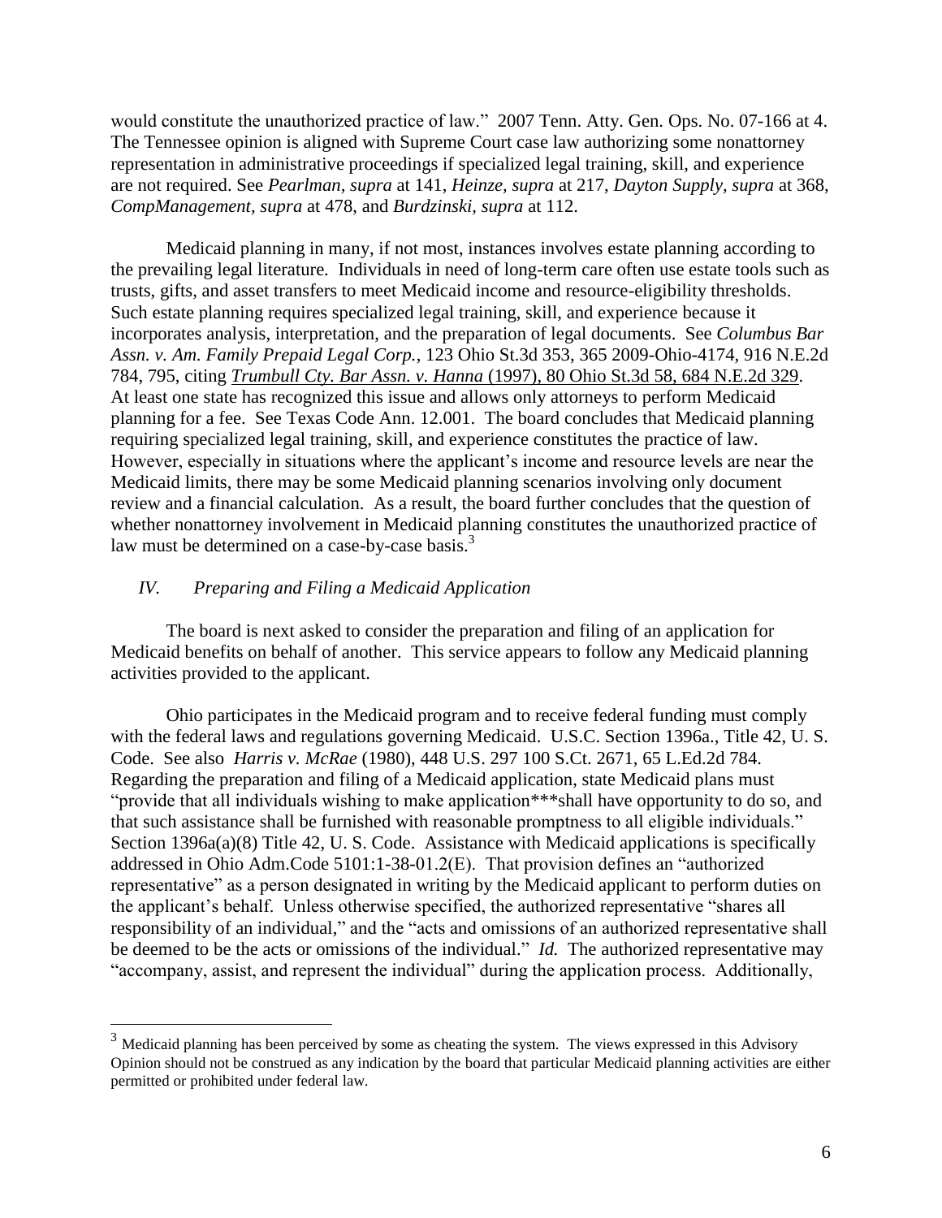would constitute the unauthorized practice of law." 2007 Tenn. Atty. Gen. Ops. No. 07-166 at 4. The Tennessee opinion is aligned with Supreme Court case law authorizing some nonattorney representation in administrative proceedings if specialized legal training, skill, and experience are not required. See *Pearlman, supra* at 141, *Heinze, supra* at 217, *Dayton Supply, supra* at 368, *CompManagement, supra* at 478, and *Burdzinski, supra* at 112.

Medicaid planning in many, if not most, instances involves estate planning according to the prevailing legal literature. Individuals in need of long-term care often use estate tools such as trusts, gifts, and asset transfers to meet Medicaid income and resource-eligibility thresholds. Such estate planning requires specialized legal training, skill, and experience because it incorporates analysis, interpretation, and the preparation of legal documents. See *Columbus Bar Assn. v. Am. Family Prepaid Legal Corp.*, 123 Ohio St.3d 353, 365 2009-Ohio-4174, 916 N.E.2d 784, 795, citing *Trumbull Cty. Bar Assn. v. Hanna* (1997), 80 Ohio St.3d 58, 684 N.E.2d 329. At least one state has recognized this issue and allows only attorneys to perform Medicaid planning for a fee. See Texas Code Ann. 12.001. The board concludes that Medicaid planning requiring specialized legal training, skill, and experience constitutes the practice of law. However, especially in situations where the applicant's income and resource levels are near the Medicaid limits, there may be some Medicaid planning scenarios involving only document review and a financial calculation. As a result, the board further concludes that the question of whether nonattorney involvement in Medicaid planning constitutes the unauthorized practice of law must be determined on a case-by-case basis.[3]

## *IV. Preparing and Filing a Medicaid Application*

The board is next asked to consider the preparation and filing of an application for Medicaid benefits on behalf of another. This service appears to follow any Medicaid planning activities provided to the applicant.

Ohio participates in the Medicaid program and to receive federal funding must comply with the federal laws and regulations governing Medicaid. U.S.C. Section 1396a., Title 42, U. S. Code. See also *Harris v. McRae* (1980), 448 U.S. 297 100 S.Ct. 2671, 65 L.Ed.2d 784. Regarding the preparation and filing of a Medicaid application, state Medicaid plans must "provide that all individuals wishing to make application***shall have opportunity to do so, and that such assistance shall be furnished with reasonable promptness to all eligible individuals." Section 1396a(a)(8) Title 42, U. S. Code. Assistance with Medicaid applications is specifically addressed in Ohio Adm.Code 5101:1-38-01.2(E). That provision defines an "authorized representative" as a person designated in writing by the Medicaid applicant to perform duties on the applicant's behalf. Unless otherwise specified, the authorized representative "shares all responsibility of an individual," and the "acts and omissions of an authorized representative shall be deemed to be the acts or omissions of the individual." *Id.* The authorized representative may "accompany, assist, and represent the individual" during the application process. Additionally,

---

[3] Medicaid planning has been perceived by some as cheating the system. The views expressed in this Advisory Opinion should not be construed as any indication by the board that particular Medicaid planning activities are either permitted or prohibited under federal law.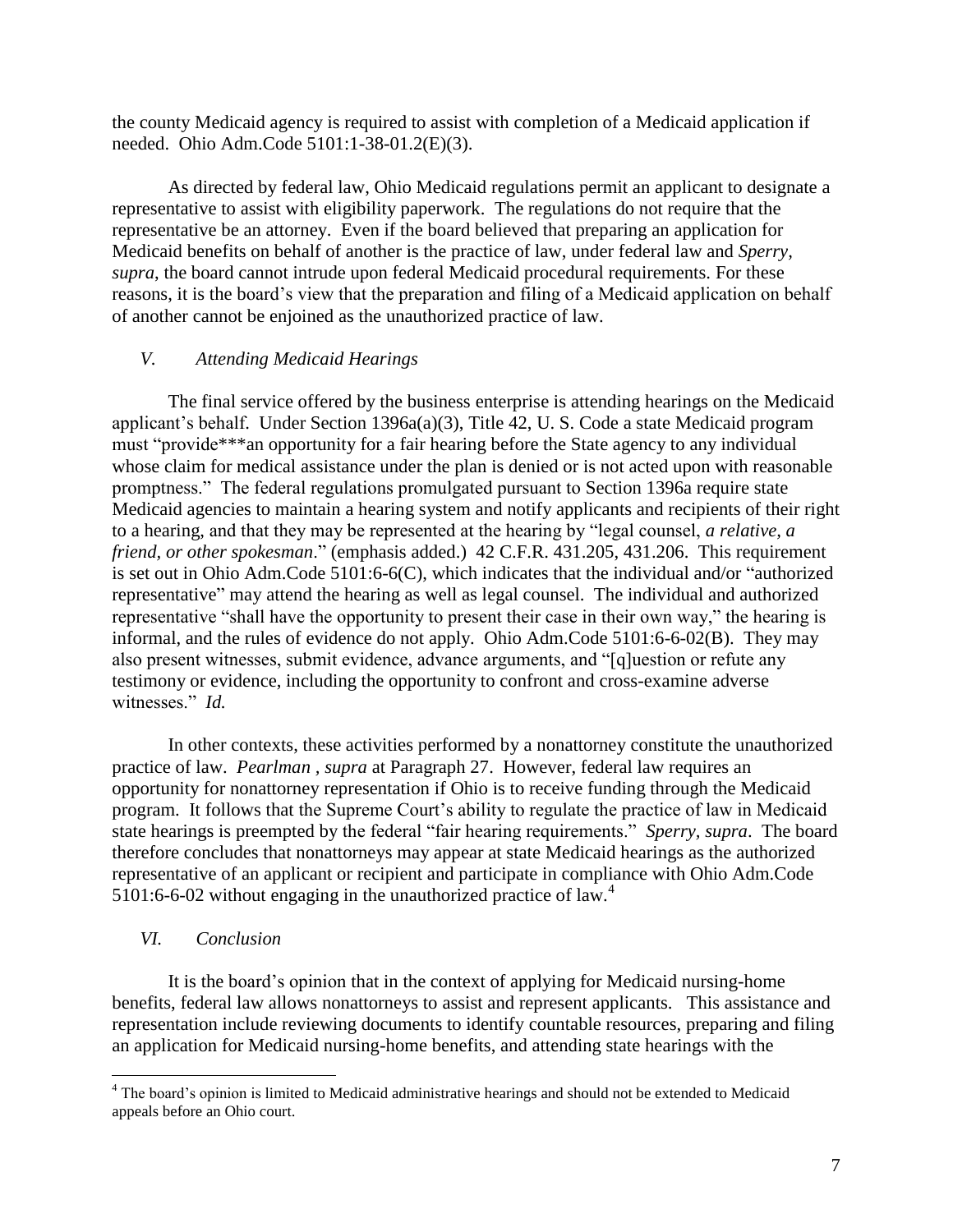the county Medicaid agency is required to assist with completion of a Medicaid application if needed. Ohio Adm.Code 5101:1-38-01.2(E)(3).

As directed by federal law, Ohio Medicaid regulations permit an applicant to designate a representative to assist with eligibility paperwork. The regulations do not require that the representative be an attorney. Even if the board believed that preparing an application for Medicaid benefits on behalf of another is the practice of law, under federal law and *Sperry, supra*, the board cannot intrude upon federal Medicaid procedural requirements. For these reasons, it is the board's view that the preparation and filing of a Medicaid application on behalf of another cannot be enjoined as the unauthorized practice of law.

### *V. Attending Medicaid Hearings*

The final service offered by the business enterprise is attending hearings on the Medicaid applicant's behalf. Under Section 1396a(a)(3), Title 42, U. S. Code a state Medicaid program must "provide***an opportunity for a fair hearing before the State agency to any individual whose claim for medical assistance under the plan is denied or is not acted upon with reasonable promptness." The federal regulations promulgated pursuant to Section 1396a require state Medicaid agencies to maintain a hearing system and notify applicants and recipients of their right to a hearing, and that they may be represented at the hearing by "legal counsel, *a relative, a friend, or other spokesman*." (emphasis added.) 42 C.F.R. 431.205, 431.206. This requirement is set out in Ohio Adm.Code 5101:6-6(C), which indicates that the individual and/or "authorized representative" may attend the hearing as well as legal counsel. The individual and authorized representative "shall have the opportunity to present their case in their own way," the hearing is informal, and the rules of evidence do not apply. Ohio Adm.Code 5101:6-6-02(B). They may also present witnesses, submit evidence, advance arguments, and "[q]uestion or refute any testimony or evidence, including the opportunity to confront and cross-examine adverse witnesses." *Id.*

In other contexts, these activities performed by a nonattorney constitute the unauthorized practice of law. *Pearlman , supra* at Paragraph 27. However, federal law requires an opportunity for nonattorney representation if Ohio is to receive funding through the Medicaid program. It follows that the Supreme Court's ability to regulate the practice of law in Medicaid state hearings is preempted by the federal "fair hearing requirements." *Sperry, supra*. The board therefore concludes that nonattorneys may appear at state Medicaid hearings as the authorized representative of an applicant or recipient and participate in compliance with Ohio Adm.Code 5101:6-6-02 without engaging in the unauthorized practice of law.[4]

### *VI. Conclusion*

It is the board's opinion that in the context of applying for Medicaid nursing-home benefits, federal law allows nonattorneys to assist and represent applicants. This assistance and representation include reviewing documents to identify countable resources, preparing and filing an application for Medicaid nursing-home benefits, and attending state hearings with the

---

[4] The board's opinion is limited to Medicaid administrative hearings and should not be extended to Medicaid appeals before an Ohio court.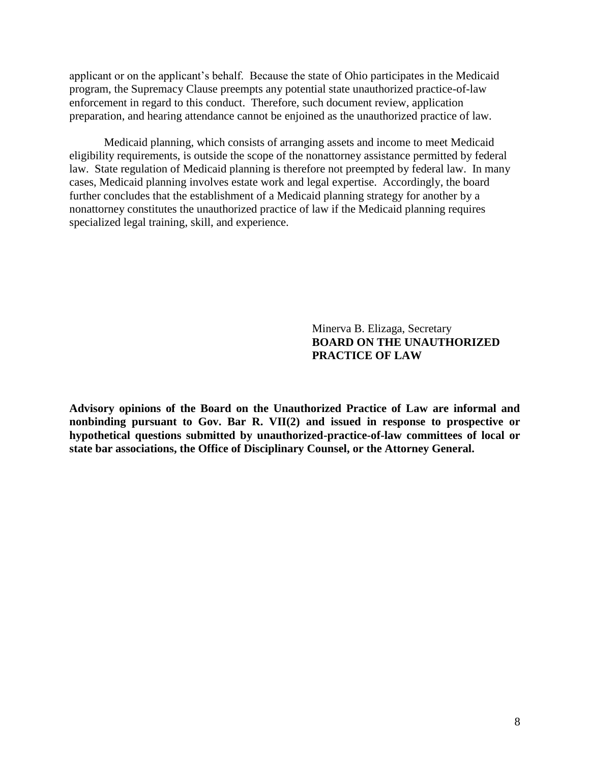applicant or on the applicant's behalf. Because the state of Ohio participates in the Medicaid program, the Supremacy Clause preempts any potential state unauthorized practice-of-law enforcement in regard to this conduct. Therefore, such document review, application preparation, and hearing attendance cannot be enjoined as the unauthorized practice of law.

Medicaid planning, which consists of arranging assets and income to meet Medicaid eligibility requirements, is outside the scope of the nonattorney assistance permitted by federal law. State regulation of Medicaid planning is therefore not preempted by federal law. In many cases, Medicaid planning involves estate work and legal expertise. Accordingly, the board further concludes that the establishment of a Medicaid planning strategy for another by a nonattorney constitutes the unauthorized practice of law if the Medicaid planning requires specialized legal training, skill, and experience.

Minerva B. Elizaga, Secretary
**BOARD ON THE UNAUTHORIZED PRACTICE OF LAW**

**Advisory opinions of the Board on the Unauthorized Practice of Law are informal and nonbinding pursuant to Gov. Bar R. VII(2) and issued in response to prospective or hypothetical questions submitted by unauthorized-practice-of-law committees of local or state bar associations, the Office of Disciplinary Counsel, or the Attorney General.**